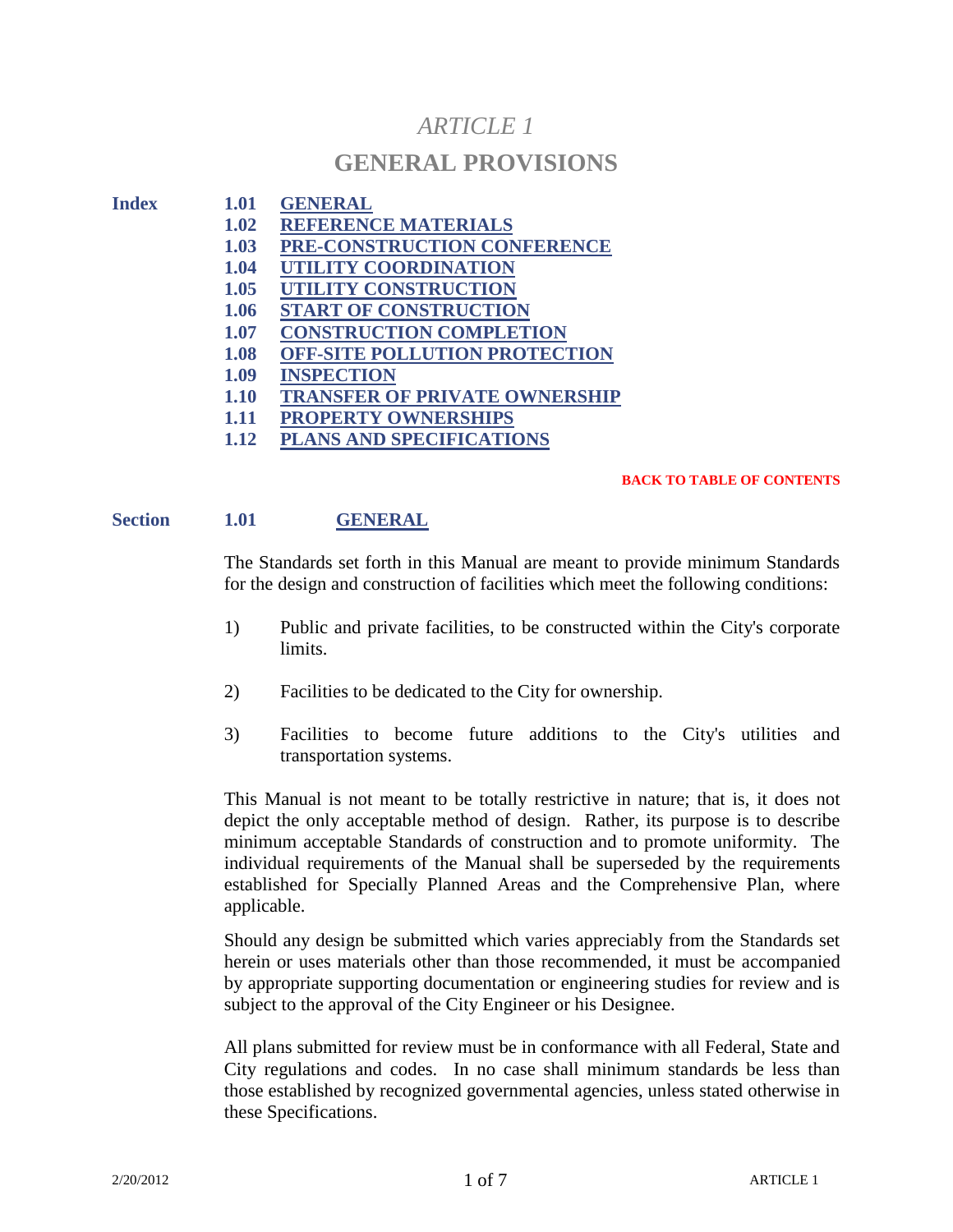# *ARTICLE 1*

# GENERAL PROVISIONS

**Index**

| | |
|---|---|
| **1.01** | **GENERAL** |
| **1.02** | **REFERENCE MATERIALS** |
| **1.03** | **PRE-CONSTRUCTION CONFERENCE** |
| **1.04** | **UTILITY COORDINATION** |
| **1.05** | **UTILITY CONSTRUCTION** |
| **1.06** | **START OF CONSTRUCTION** |
| **1.07** | **CONSTRUCTION COMPLETION** |
| **1.08** | **OFF-SITE POLLUTION PROTECTION** |
| **1.09** | **INSPECTION** |
| **1.10** | **TRANSFER OF PRIVATE OWNERSHIP** |
| **1.11** | **PROPERTY OWNERSHIPS** |
| **1.12** | **PLANS AND SPECIFICATIONS** |

**BACK TO TABLE OF CONTENTS**

## Section 1.01 GENERAL

The Standards set forth in this Manual are meant to provide minimum Standards for the design and construction of facilities which meet the following conditions:

1) Public and private facilities, to be constructed within the City's corporate limits.

2) Facilities to be dedicated to the City for ownership.

3) Facilities to become future additions to the City's utilities and transportation systems.

This Manual is not meant to be totally restrictive in nature; that is, it does not depict the only acceptable method of design. Rather, its purpose is to describe minimum acceptable Standards of construction and to promote uniformity. The individual requirements of the Manual shall be superseded by the requirements established for Specially Planned Areas and the Comprehensive Plan, where applicable.

Should any design be submitted which varies appreciably from the Standards set herein or uses materials other than those recommended, it must be accompanied by appropriate supporting documentation or engineering studies for review and is subject to the approval of the City Engineer or his Designee.

All plans submitted for review must be in conformance with all Federal, State and City regulations and codes. In no case shall minimum standards be less than those established by recognized governmental agencies, unless stated otherwise in these Specifications.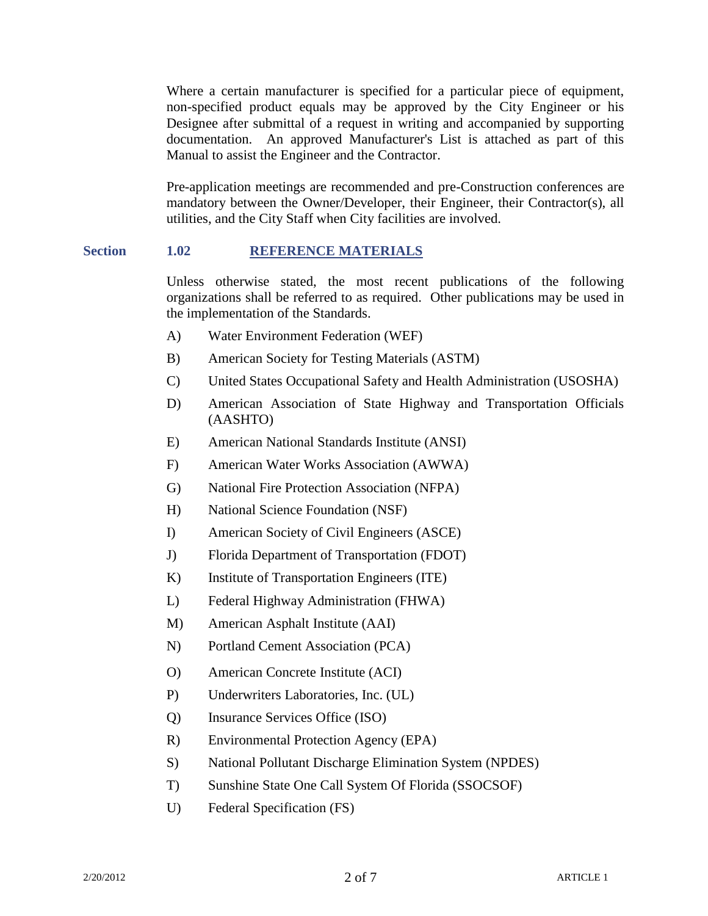Where a certain manufacturer is specified for a particular piece of equipment, non-specified product equals may be approved by the City Engineer or his Designee after submittal of a request in writing and accompanied by supporting documentation. An approved Manufacturer's List is attached as part of this Manual to assist the Engineer and the Contractor.

Pre-application meetings are recommended and pre-Construction conferences are mandatory between the Owner/Developer, their Engineer, their Contractor(s), all utilities, and the City Staff when City facilities are involved.

## Section 1.02 REFERENCE MATERIALS

Unless otherwise stated, the most recent publications of the following organizations shall be referred to as required. Other publications may be used in the implementation of the Standards.

A) Water Environment Federation (WEF)

B) American Society for Testing Materials (ASTM)

C) United States Occupational Safety and Health Administration (USOSHA)

D) American Association of State Highway and Transportation Officials (AASHTO)

E) American National Standards Institute (ANSI)

F) American Water Works Association (AWWA)

G) National Fire Protection Association (NFPA)

H) National Science Foundation (NSF)

I) American Society of Civil Engineers (ASCE)

J) Florida Department of Transportation (FDOT)

K) Institute of Transportation Engineers (ITE)

L) Federal Highway Administration (FHWA)

M) American Asphalt Institute (AAI)

N) Portland Cement Association (PCA)

O) American Concrete Institute (ACI)

P) Underwriters Laboratories, Inc. (UL)

Q) Insurance Services Office (ISO)

R) Environmental Protection Agency (EPA)

S) National Pollutant Discharge Elimination System (NPDES)

T) Sunshine State One Call System Of Florida (SSOCSOF)

U) Federal Specification (FS)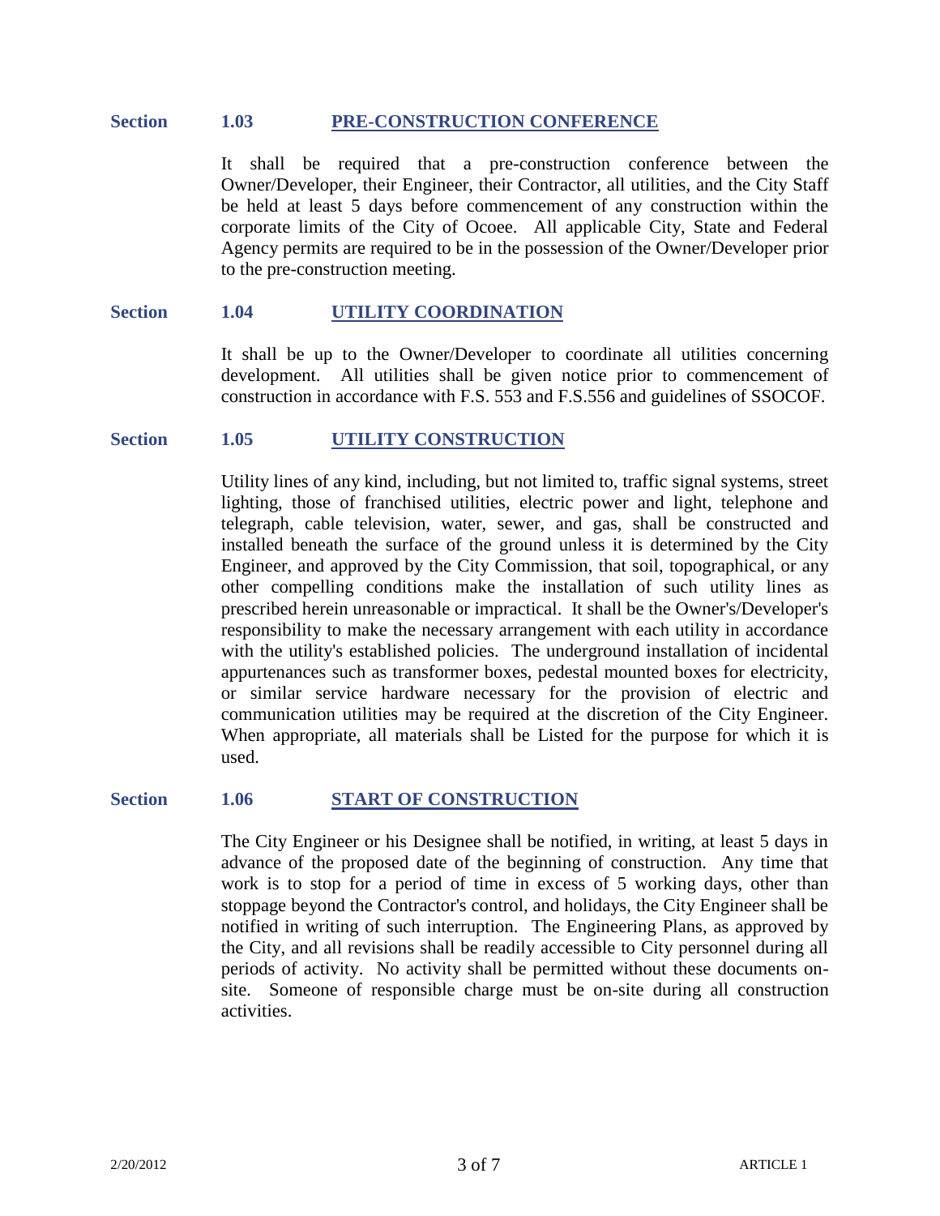## Section 1.03 PRE-CONSTRUCTION CONFERENCE

It shall be required that a pre-construction conference between the Owner/Developer, their Engineer, their Contractor, all utilities, and the City Staff be held at least 5 days before commencement of any construction within the corporate limits of the City of Ocoee. All applicable City, State and Federal Agency permits are required to be in the possession of the Owner/Developer prior to the pre-construction meeting.

## Section 1.04 UTILITY COORDINATION

It shall be up to the Owner/Developer to coordinate all utilities concerning development. All utilities shall be given notice prior to commencement of construction in accordance with F.S. 553 and F.S.556 and guidelines of SSOCOF.

## Section 1.05 UTILITY CONSTRUCTION

Utility lines of any kind, including, but not limited to, traffic signal systems, street lighting, those of franchised utilities, electric power and light, telephone and telegraph, cable television, water, sewer, and gas, shall be constructed and installed beneath the surface of the ground unless it is determined by the City Engineer, and approved by the City Commission, that soil, topographical, or any other compelling conditions make the installation of such utility lines as prescribed herein unreasonable or impractical. It shall be the Owner's/Developer's responsibility to make the necessary arrangement with each utility in accordance with the utility's established policies. The underground installation of incidental appurtenances such as transformer boxes, pedestal mounted boxes for electricity, or similar service hardware necessary for the provision of electric and communication utilities may be required at the discretion of the City Engineer. When appropriate, all materials shall be Listed for the purpose for which it is used.

## Section 1.06 START OF CONSTRUCTION

The City Engineer or his Designee shall be notified, in writing, at least 5 days in advance of the proposed date of the beginning of construction. Any time that work is to stop for a period of time in excess of 5 working days, other than stoppage beyond the Contractor's control, and holidays, the City Engineer shall be notified in writing of such interruption. The Engineering Plans, as approved by the City, and all revisions shall be readily accessible to City personnel during all periods of activity. No activity shall be permitted without these documents on-site. Someone of responsible charge must be on-site during all construction activities.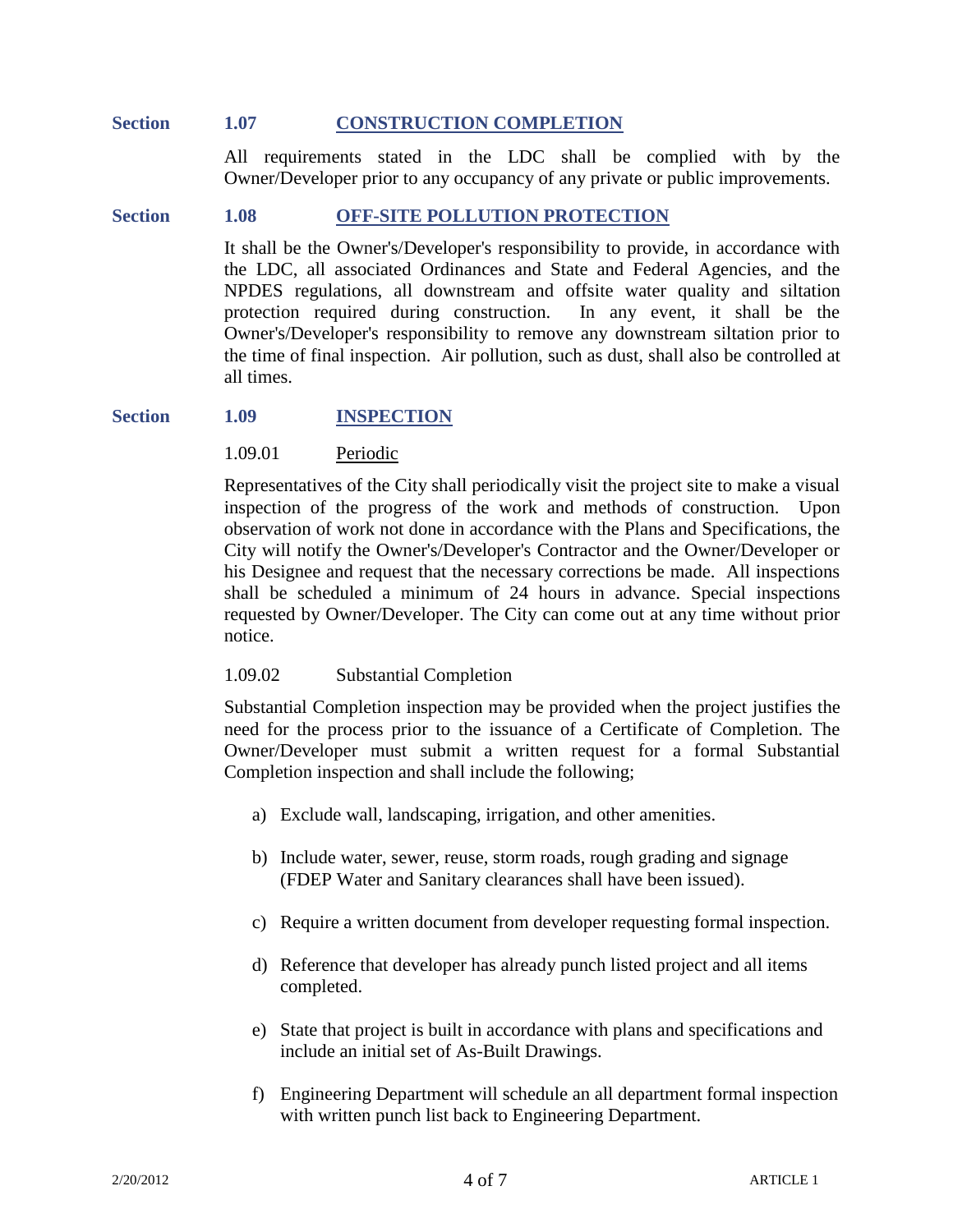## Section 1.07 CONSTRUCTION COMPLETION

All requirements stated in the LDC shall be complied with by the Owner/Developer prior to any occupancy of any private or public improvements.

## Section 1.08 OFF-SITE POLLUTION PROTECTION

It shall be the Owner's/Developer's responsibility to provide, in accordance with the LDC, all associated Ordinances and State and Federal Agencies, and the NPDES regulations, all downstream and offsite water quality and siltation protection required during construction. In any event, it shall be the Owner's/Developer's responsibility to remove any downstream siltation prior to the time of final inspection. Air pollution, such as dust, shall also be controlled at all times.

## Section 1.09 INSPECTION

### 1.09.01 Periodic

Representatives of the City shall periodically visit the project site to make a visual inspection of the progress of the work and methods of construction. Upon observation of work not done in accordance with the Plans and Specifications, the City will notify the Owner's/Developer's Contractor and the Owner/Developer or his Designee and request that the necessary corrections be made. All inspections shall be scheduled a minimum of 24 hours in advance. Special inspections requested by Owner/Developer. The City can come out at any time without prior notice.

### 1.09.02 Substantial Completion

Substantial Completion inspection may be provided when the project justifies the need for the process prior to the issuance of a Certificate of Completion. The Owner/Developer must submit a written request for a formal Substantial Completion inspection and shall include the following;

a) Exclude wall, landscaping, irrigation, and other amenities.

b) Include water, sewer, reuse, storm roads, rough grading and signage (FDEP Water and Sanitary clearances shall have been issued).

c) Require a written document from developer requesting formal inspection.

d) Reference that developer has already punch listed project and all items completed.

e) State that project is built in accordance with plans and specifications and include an initial set of As-Built Drawings.

f) Engineering Department will schedule an all department formal inspection with written punch list back to Engineering Department.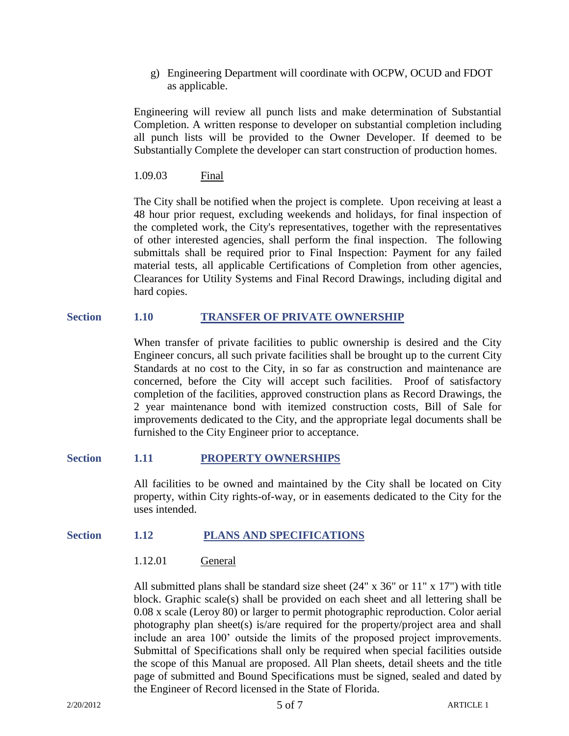g) Engineering Department will coordinate with OCPW, OCUD and FDOT as applicable.

Engineering will review all punch lists and make determination of Substantial Completion. A written response to developer on substantial completion including all punch lists will be provided to the Owner Developer. If deemed to be Substantially Complete the developer can start construction of production homes.

1.09.03 Final

The City shall be notified when the project is complete. Upon receiving at least a 48 hour prior request, excluding weekends and holidays, for final inspection of the completed work, the City's representatives, together with the representatives of other interested agencies, shall perform the final inspection. The following submittals shall be required prior to Final Inspection: Payment for any failed material tests, all applicable Certifications of Completion from other agencies, Clearances for Utility Systems and Final Record Drawings, including digital and hard copies.

## Section 1.10 TRANSFER OF PRIVATE OWNERSHIP

When transfer of private facilities to public ownership is desired and the City Engineer concurs, all such private facilities shall be brought up to the current City Standards at no cost to the City, in so far as construction and maintenance are concerned, before the City will accept such facilities. Proof of satisfactory completion of the facilities, approved construction plans as Record Drawings, the 2 year maintenance bond with itemized construction costs, Bill of Sale for improvements dedicated to the City, and the appropriate legal documents shall be furnished to the City Engineer prior to acceptance.

## Section 1.11 PROPERTY OWNERSHIPS

All facilities to be owned and maintained by the City shall be located on City property, within City rights-of-way, or in easements dedicated to the City for the uses intended.

## Section 1.12 PLANS AND SPECIFICATIONS

1.12.01 General

All submitted plans shall be standard size sheet (24" x 36" or 11" x 17") with title block. Graphic scale(s) shall be provided on each sheet and all lettering shall be 0.08 x scale (Leroy 80) or larger to permit photographic reproduction. Color aerial photography plan sheet(s) is/are required for the property/project area and shall include an area 100' outside the limits of the proposed project improvements. Submittal of Specifications shall only be required when special facilities outside the scope of this Manual are proposed. All Plan sheets, detail sheets and the title page of submitted and Bound Specifications must be signed, sealed and dated by the Engineer of Record licensed in the State of Florida.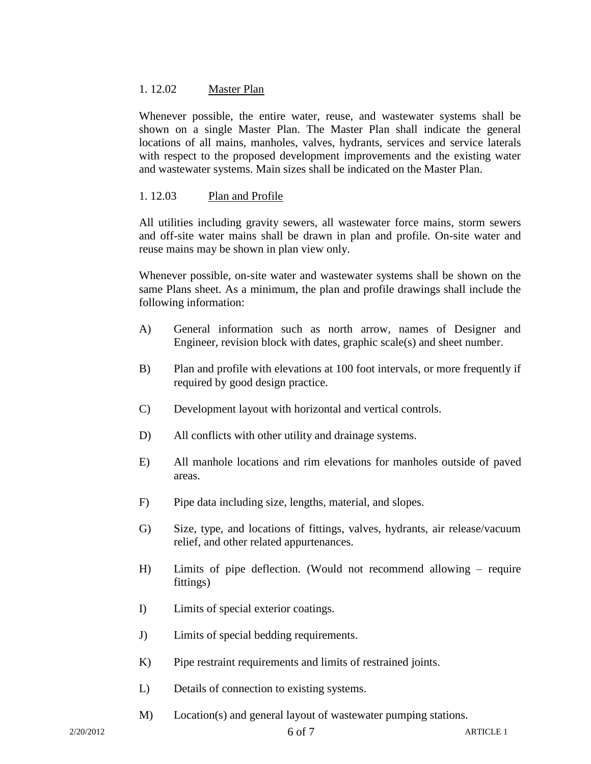### 1. 12.02 Master Plan

Whenever possible, the entire water, reuse, and wastewater systems shall be shown on a single Master Plan. The Master Plan shall indicate the general locations of all mains, manholes, valves, hydrants, services and service laterals with respect to the proposed development improvements and the existing water and wastewater systems. Main sizes shall be indicated on the Master Plan.

### 1. 12.03 Plan and Profile

All utilities including gravity sewers, all wastewater force mains, storm sewers and off-site water mains shall be drawn in plan and profile. On-site water and reuse mains may be shown in plan view only.

Whenever possible, on-site water and wastewater systems shall be shown on the same Plans sheet. As a minimum, the plan and profile drawings shall include the following information:

A) General information such as north arrow, names of Designer and Engineer, revision block with dates, graphic scale(s) and sheet number.

B) Plan and profile with elevations at 100 foot intervals, or more frequently if required by good design practice.

C) Development layout with horizontal and vertical controls.

D) All conflicts with other utility and drainage systems.

E) All manhole locations and rim elevations for manholes outside of paved areas.

F) Pipe data including size, lengths, material, and slopes.

G) Size, type, and locations of fittings, valves, hydrants, air release/vacuum relief, and other related appurtenances.

H) Limits of pipe deflection. (Would not recommend allowing – require fittings)

I) Limits of special exterior coatings.

J) Limits of special bedding requirements.

K) Pipe restraint requirements and limits of restrained joints.

L) Details of connection to existing systems.

M) Location(s) and general layout of wastewater pumping stations.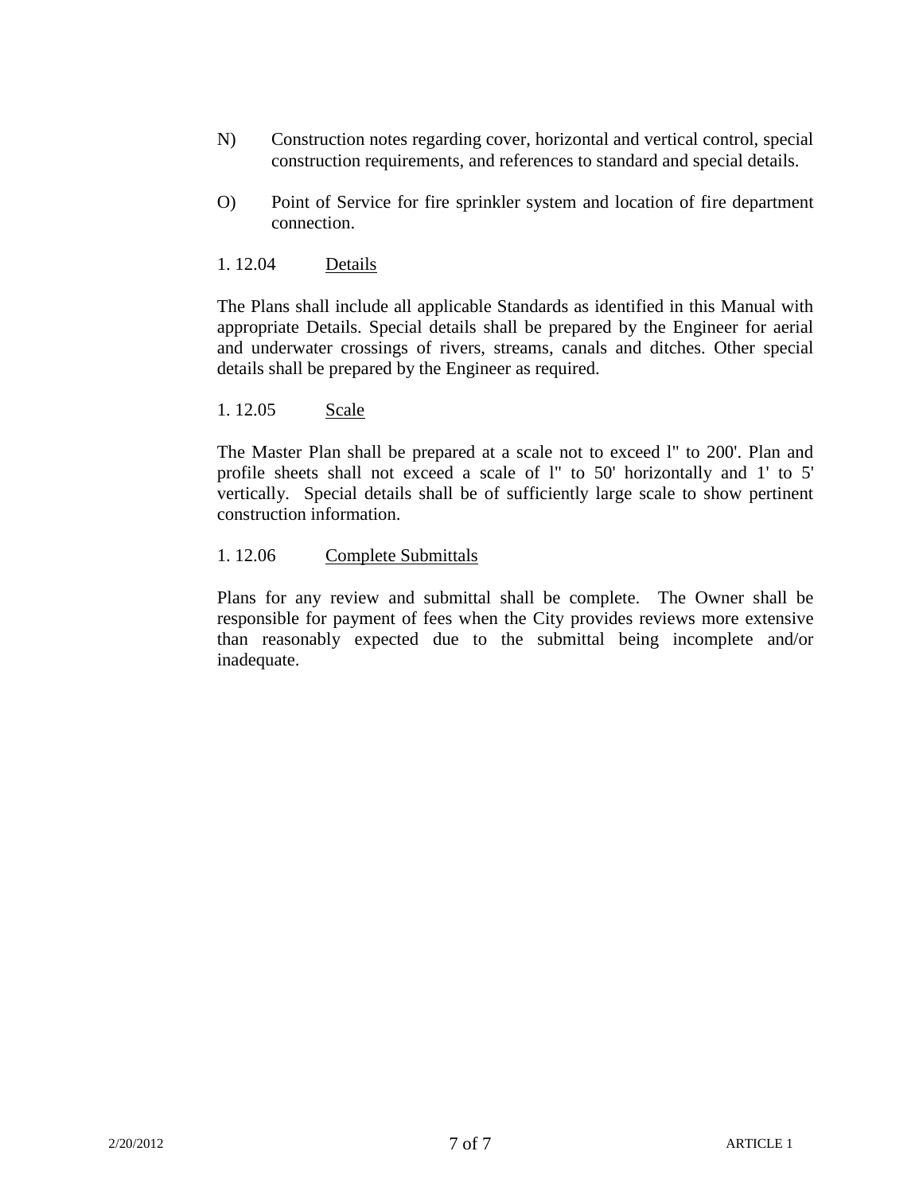N) Construction notes regarding cover, horizontal and vertical control, special construction requirements, and references to standard and special details.

O) Point of Service for fire sprinkler system and location of fire department connection.

1. 12.04 Details

The Plans shall include all applicable Standards as identified in this Manual with appropriate Details. Special details shall be prepared by the Engineer for aerial and underwater crossings of rivers, streams, canals and ditches. Other special details shall be prepared by the Engineer as required.

1. 12.05 Scale

The Master Plan shall be prepared at a scale not to exceed l" to 200'. Plan and profile sheets shall not exceed a scale of l" to 50' horizontally and 1' to 5' vertically. Special details shall be of sufficiently large scale to show pertinent construction information.

1. 12.06 Complete Submittals

Plans for any review and submittal shall be complete. The Owner shall be responsible for payment of fees when the City provides reviews more extensive than reasonably expected due to the submittal being incomplete and/or inadequate.